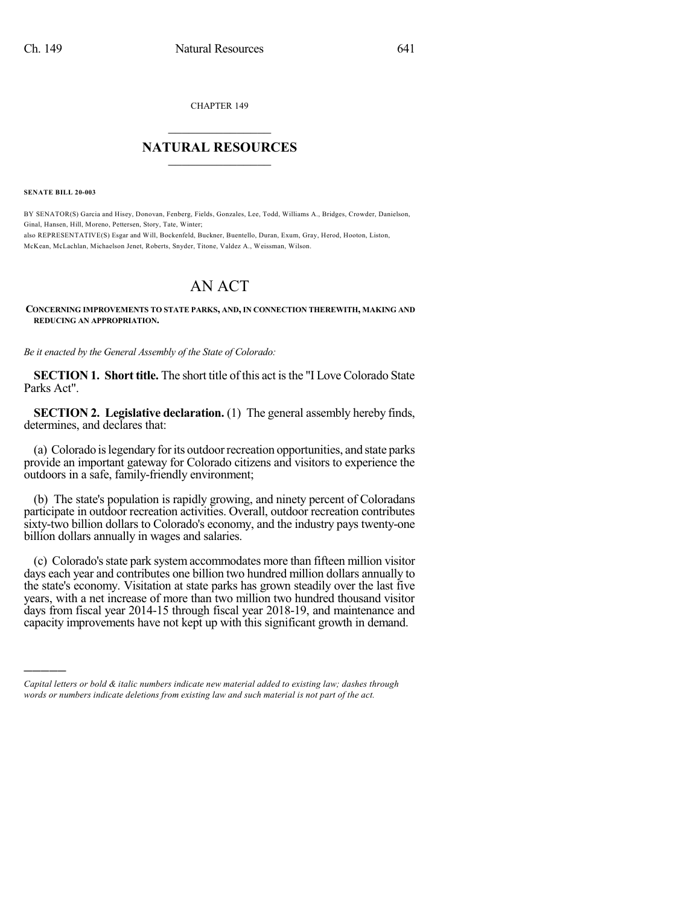CHAPTER 149

## NATURAL RESOURCES

**SENATE BILL 20-003**

BY SENATOR(S) Garcia and Hisey, Donovan, Fenberg, Fields, Gonzales, Lee, Todd, Williams A., Bridges, Crowder, Danielson, Ginal, Hansen, Hill, Moreno, Pettersen, Story, Tate, Winter;
also REPRESENTATIVE(S) Esgar and Will, Bockenfeld, Buckner, Buentello, Duran, Exum, Gray, Herod, Hooton, Liston, McKean, McLachlan, Michaelson Jenet, Roberts, Snyder, Titone, Valdez A., Weissman, Wilson.

# AN ACT

**CONCERNING IMPROVEMENTS TO STATE PARKS, AND, IN CONNECTION THEREWITH, MAKING AND REDUCING AN APPROPRIATION.**

*Be it enacted by the General Assembly of the State of Colorado:*

**SECTION 1. Short title.** The short title of this act is the "I Love Colorado State Parks Act".

**SECTION 2. Legislative declaration.** (1) The general assembly hereby finds, determines, and declares that:

(a) Colorado is legendary for its outdoor recreation opportunities, and state parks provide an important gateway for Colorado citizens and visitors to experience the outdoors in a safe, family-friendly environment;

(b) The state's population is rapidly growing, and ninety percent of Coloradans participate in outdoor recreation activities. Overall, outdoor recreation contributes sixty-two billion dollars to Colorado's economy, and the industry pays twenty-one billion dollars annually in wages and salaries.

(c) Colorado's state park system accommodates more than fifteen million visitor days each year and contributes one billion two hundred million dollars annually to the state's economy. Visitation at state parks has grown steadily over the last five years, with a net increase of more than two million two hundred thousand visitor days from fiscal year 2014-15 through fiscal year 2018-19, and maintenance and capacity improvements have not kept up with this significant growth in demand.

---

*Capital letters or bold & italic numbers indicate new material added to existing law; dashes through words or numbers indicate deletions from existing law and such material is not part of the act.*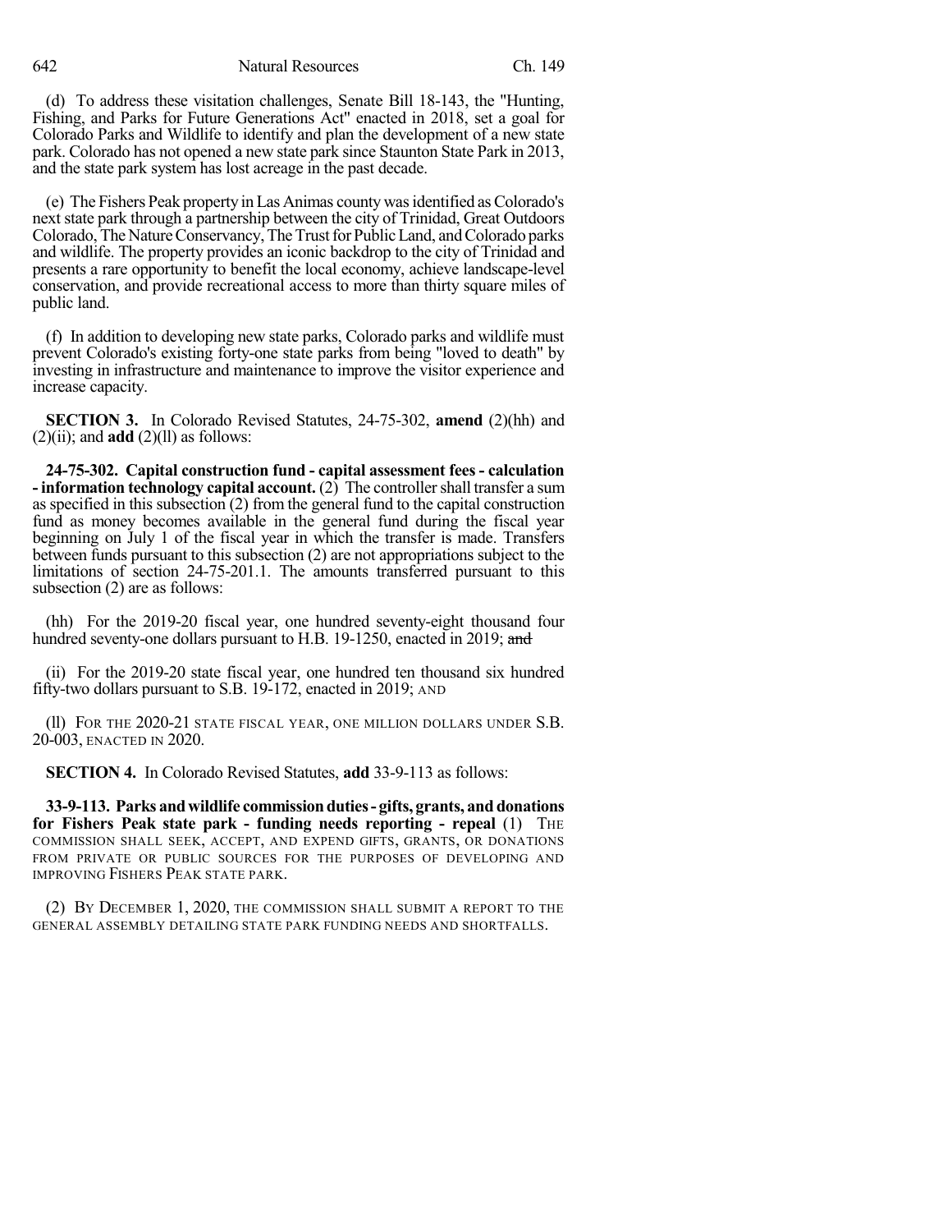(d) To address these visitation challenges, Senate Bill 18-143, the "Hunting, Fishing, and Parks for Future Generations Act" enacted in 2018, set a goal for Colorado Parks and Wildlife to identify and plan the development of a new state park. Colorado has not opened a new state park since Staunton State Park in 2013, and the state park system has lost acreage in the past decade.

(e) The Fishers Peak property in Las Animas county was identified as Colorado's next state park through a partnership between the city of Trinidad, Great Outdoors Colorado, The Nature Conservancy, The Trust for Public Land, and Colorado parks and wildlife. The property provides an iconic backdrop to the city of Trinidad and presents a rare opportunity to benefit the local economy, achieve landscape-level conservation, and provide recreational access to more than thirty square miles of public land.

(f) In addition to developing new state parks, Colorado parks and wildlife must prevent Colorado's existing forty-one state parks from being "loved to death" by investing in infrastructure and maintenance to improve the visitor experience and increase capacity.

**SECTION 3.** In Colorado Revised Statutes, 24-75-302, **amend** (2)(hh) and (2)(ii); and **add** (2)(ll) as follows:

**24-75-302. Capital construction fund - capital assessment fees - calculation - information technology capital account.** (2) The controller shall transfer a sum as specified in this subsection (2) from the general fund to the capital construction fund as money becomes available in the general fund during the fiscal year beginning on July 1 of the fiscal year in which the transfer is made. Transfers between funds pursuant to this subsection (2) are not appropriations subject to the limitations of section 24-75-201.1. The amounts transferred pursuant to this subsection (2) are as follows:

(hh) For the 2019-20 fiscal year, one hundred seventy-eight thousand four hundred seventy-one dollars pursuant to H.B. 19-1250, enacted in 2019; ~~and~~

(ii) For the 2019-20 state fiscal year, one hundred ten thousand six hundred fifty-two dollars pursuant to S.B. 19-172, enacted in 2019; AND

(ll) FOR THE 2020-21 STATE FISCAL YEAR, ONE MILLION DOLLARS UNDER S.B. 20-003, ENACTED IN 2020.

**SECTION 4.** In Colorado Revised Statutes, **add** 33-9-113 as follows:

**33-9-113. Parks and wildlife commission duties - gifts, grants, and donations for Fishers Peak state park - funding needs reporting - repeal** (1) THE COMMISSION SHALL SEEK, ACCEPT, AND EXPEND GIFTS, GRANTS, OR DONATIONS FROM PRIVATE OR PUBLIC SOURCES FOR THE PURPOSES OF DEVELOPING AND IMPROVING FISHERS PEAK STATE PARK.

(2) BY DECEMBER 1, 2020, THE COMMISSION SHALL SUBMIT A REPORT TO THE GENERAL ASSEMBLY DETAILING STATE PARK FUNDING NEEDS AND SHORTFALLS.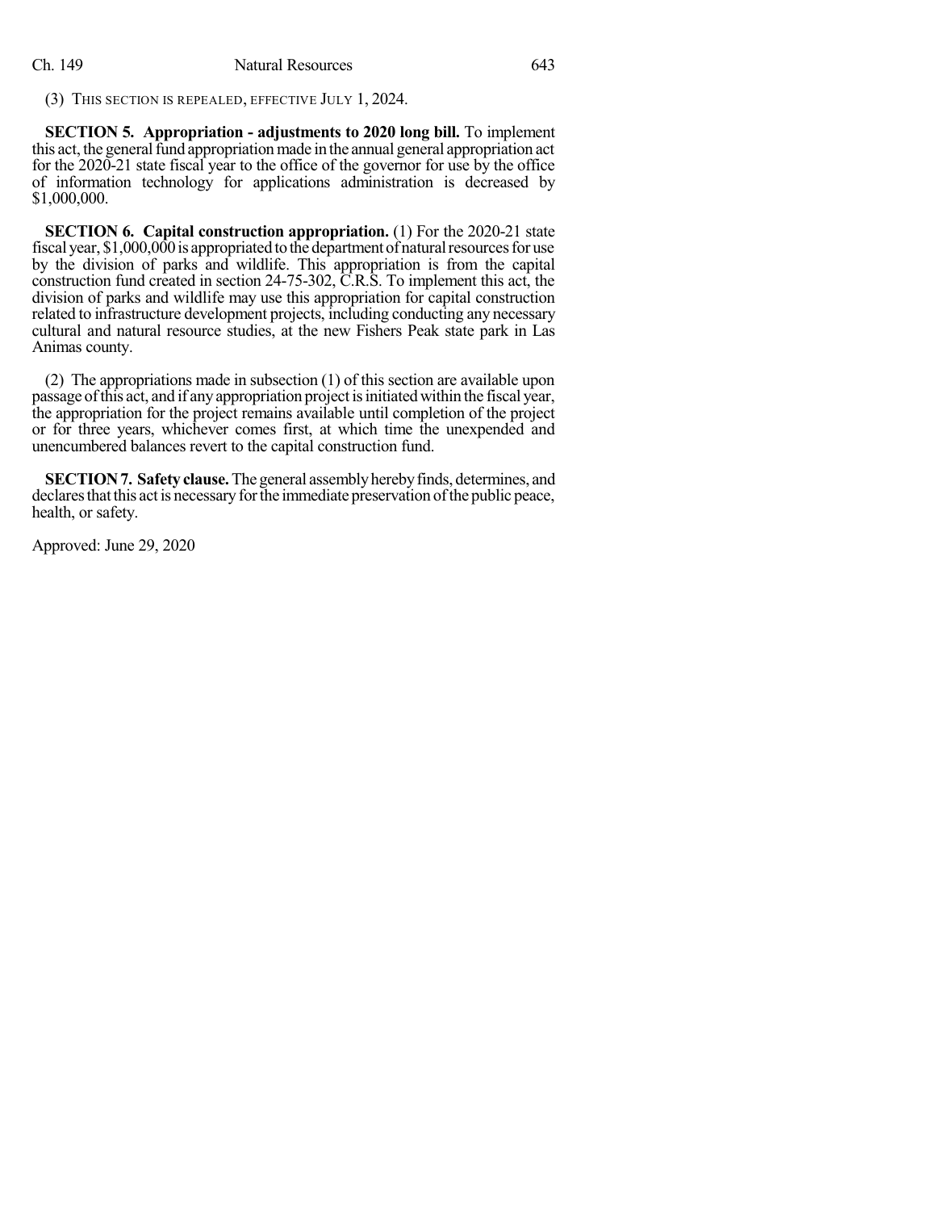(3) THIS SECTION IS REPEALED, EFFECTIVE JULY 1, 2024.

**SECTION 5. Appropriation - adjustments to 2020 long bill.** To implement this act, the general fund appropriation made in the annual general appropriation act for the 2020-21 state fiscal year to the office of the governor for use by the office of information technology for applications administration is decreased by $1,000,000.

**SECTION 6. Capital construction appropriation.** (1) For the 2020-21 state fiscal year, $1,000,000 is appropriated to the department of natural resources for use by the division of parks and wildlife. This appropriation is from the capital construction fund created in section 24-75-302, C.R.S. To implement this act, the division of parks and wildlife may use this appropriation for capital construction related to infrastructure development projects, including conducting any necessary cultural and natural resource studies, at the new Fishers Peak state park in Las Animas county.

(2) The appropriations made in subsection (1) of this section are available upon passage of this act, and if any appropriation project is initiated within the fiscal year, the appropriation for the project remains available until completion of the project or for three years, whichever comes first, at which time the unexpended and unencumbered balances revert to the capital construction fund.

**SECTION 7. Safety clause.** The general assembly hereby finds, determines, and declares that this act is necessary for the immediate preservation of the public peace, health, or safety.

Approved: June 29, 2020